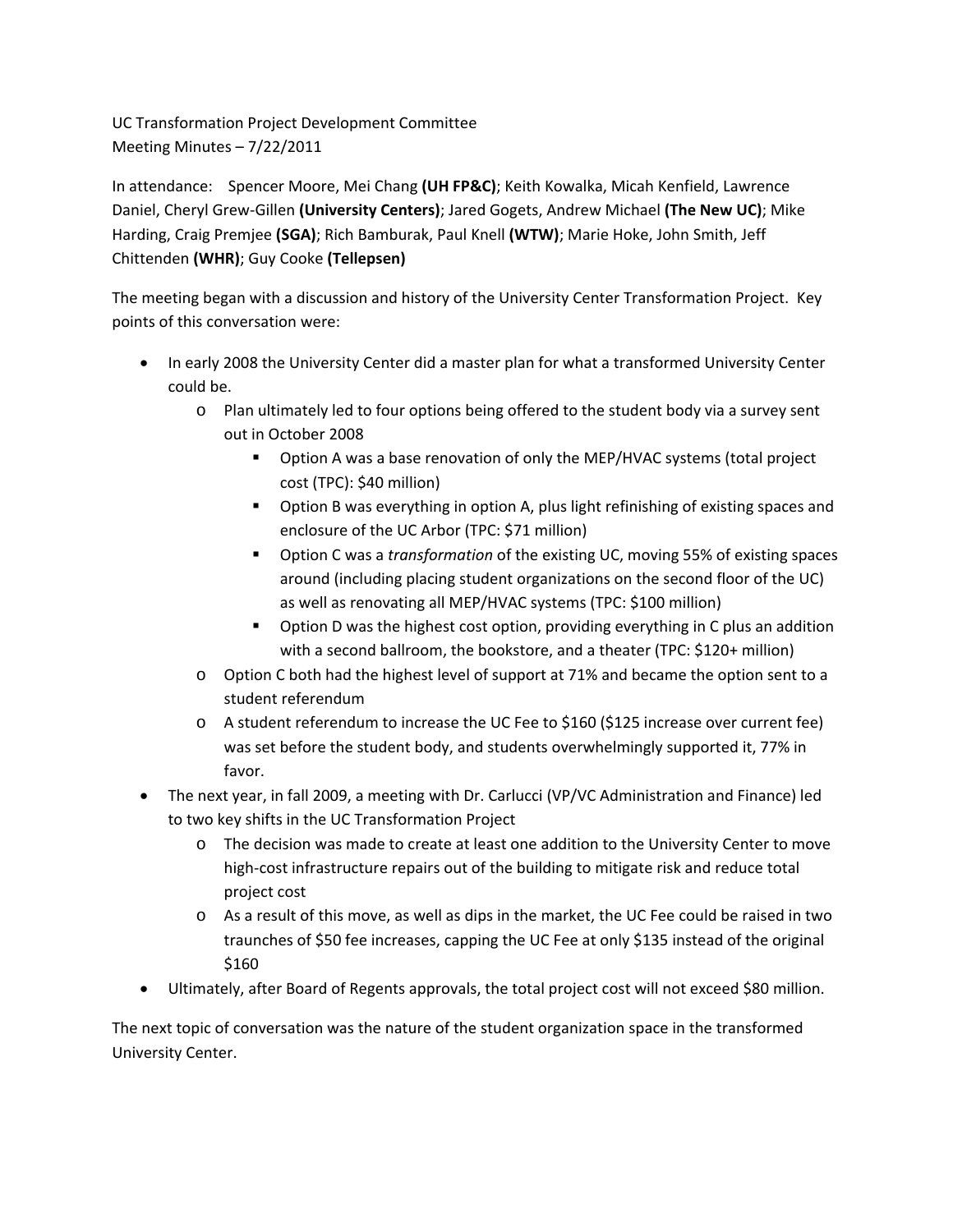UC Transformation Project Development Committee
Meeting Minutes – 7/22/2011

In attendance: Spencer Moore, Mei Chang **(UH FP&C)**; Keith Kowalka, Micah Kenfield, Lawrence Daniel, Cheryl Grew-Gillen **(University Centers)**; Jared Gogets, Andrew Michael **(The New UC)**; Mike Harding, Craig Premjee **(SGA)**; Rich Bamburak, Paul Knell **(WTW)**; Marie Hoke, John Smith, Jeff Chittenden **(WHR)**; Guy Cooke **(Tellepsen)**

The meeting began with a discussion and history of the University Center Transformation Project. Key points of this conversation were:

- In early 2008 the University Center did a master plan for what a transformed University Center could be.
  - Plan ultimately led to four options being offered to the student body via a survey sent out in October 2008
    - Option A was a base renovation of only the MEP/HVAC systems (total project cost (TPC): $40 million)
    - Option B was everything in option A, plus light refinishing of existing spaces and enclosure of the UC Arbor (TPC: $71 million)
    - Option C was a *transformation* of the existing UC, moving 55% of existing spaces around (including placing student organizations on the second floor of the UC) as well as renovating all MEP/HVAC systems (TPC: $100 million)
    - Option D was the highest cost option, providing everything in C plus an addition with a second ballroom, the bookstore, and a theater (TPC: $120+ million)
  - Option C both had the highest level of support at 71% and became the option sent to a student referendum
  - A student referendum to increase the UC Fee to $160 ($125 increase over current fee) was set before the student body, and students overwhelmingly supported it, 77% in favor.
- The next year, in fall 2009, a meeting with Dr. Carlucci (VP/VC Administration and Finance) led to two key shifts in the UC Transformation Project
  - The decision was made to create at least one addition to the University Center to move high-cost infrastructure repairs out of the building to mitigate risk and reduce total project cost
  - As a result of this move, as well as dips in the market, the UC Fee could be raised in two traunches of $50 fee increases, capping the UC Fee at only $135 instead of the original $160
- Ultimately, after Board of Regents approvals, the total project cost will not exceed $80 million.

The next topic of conversation was the nature of the student organization space in the transformed University Center.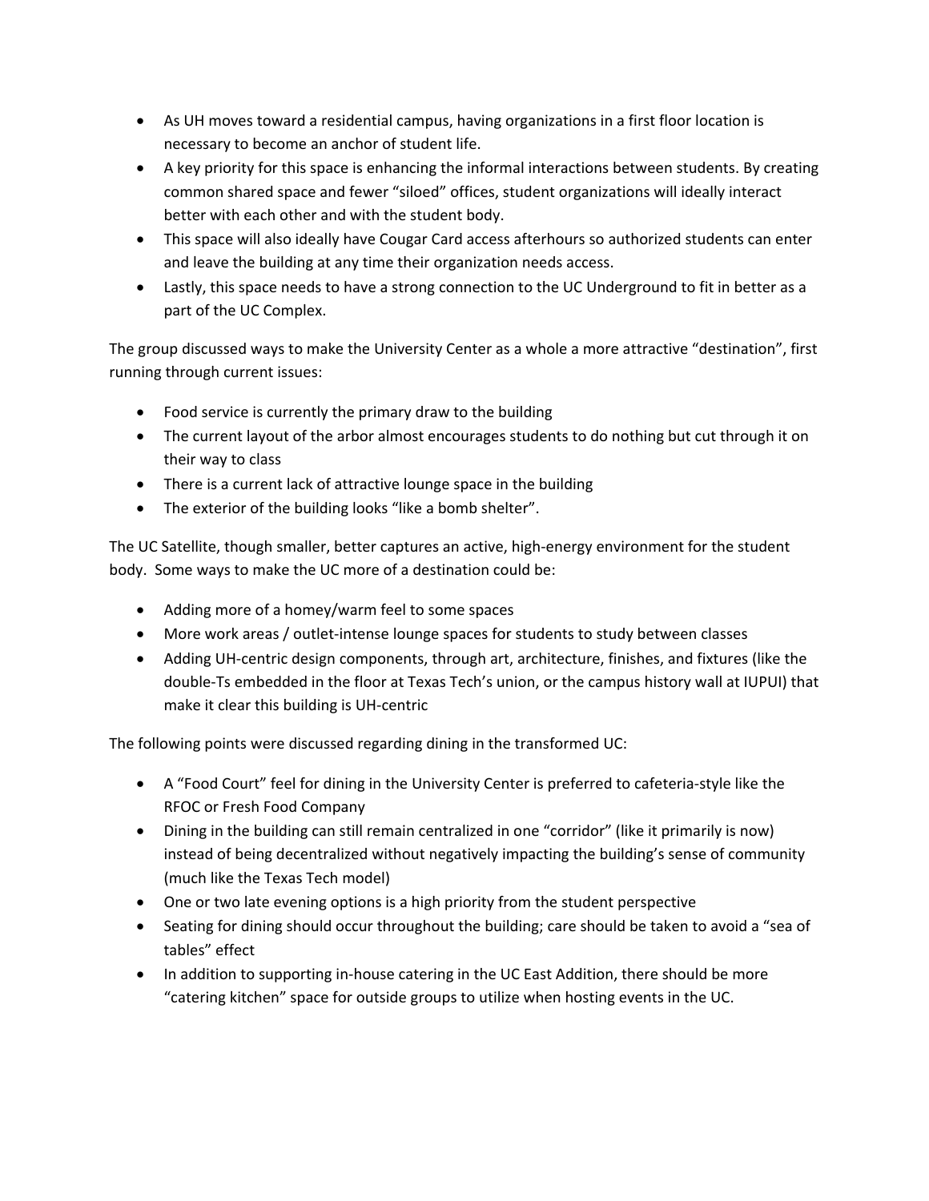- As UH moves toward a residential campus, having organizations in a first floor location is necessary to become an anchor of student life.
- A key priority for this space is enhancing the informal interactions between students. By creating common shared space and fewer "siloed" offices, student organizations will ideally interact better with each other and with the student body.
- This space will also ideally have Cougar Card access afterhours so authorized students can enter and leave the building at any time their organization needs access.
- Lastly, this space needs to have a strong connection to the UC Underground to fit in better as a part of the UC Complex.

The group discussed ways to make the University Center as a whole a more attractive "destination", first running through current issues:

- Food service is currently the primary draw to the building
- The current layout of the arbor almost encourages students to do nothing but cut through it on their way to class
- There is a current lack of attractive lounge space in the building
- The exterior of the building looks "like a bomb shelter".

The UC Satellite, though smaller, better captures an active, high-energy environment for the student body. Some ways to make the UC more of a destination could be:

- Adding more of a homey/warm feel to some spaces
- More work areas / outlet-intense lounge spaces for students to study between classes
- Adding UH-centric design components, through art, architecture, finishes, and fixtures (like the double-Ts embedded in the floor at Texas Tech's union, or the campus history wall at IUPUI) that make it clear this building is UH-centric

The following points were discussed regarding dining in the transformed UC:

- A "Food Court" feel for dining in the University Center is preferred to cafeteria-style like the RFOC or Fresh Food Company
- Dining in the building can still remain centralized in one "corridor" (like it primarily is now) instead of being decentralized without negatively impacting the building's sense of community (much like the Texas Tech model)
- One or two late evening options is a high priority from the student perspective
- Seating for dining should occur throughout the building; care should be taken to avoid a "sea of tables" effect
- In addition to supporting in-house catering in the UC East Addition, there should be more "catering kitchen" space for outside groups to utilize when hosting events in the UC.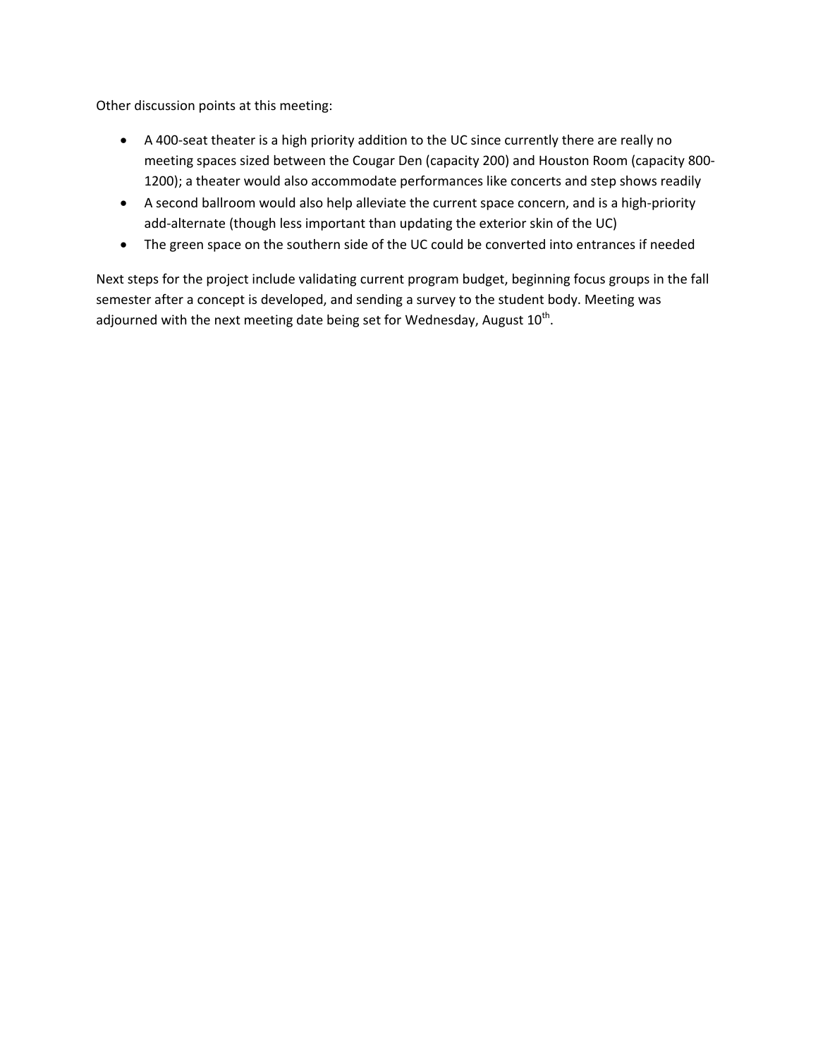Other discussion points at this meeting:

- A 400-seat theater is a high priority addition to the UC since currently there are really no meeting spaces sized between the Cougar Den (capacity 200) and Houston Room (capacity 800-1200); a theater would also accommodate performances like concerts and step shows readily
- A second ballroom would also help alleviate the current space concern, and is a high-priority add-alternate (though less important than updating the exterior skin of the UC)
- The green space on the southern side of the UC could be converted into entrances if needed

Next steps for the project include validating current program budget, beginning focus groups in the fall semester after a concept is developed, and sending a survey to the student body. Meeting was adjourned with the next meeting date being set for Wednesday, August 10th.